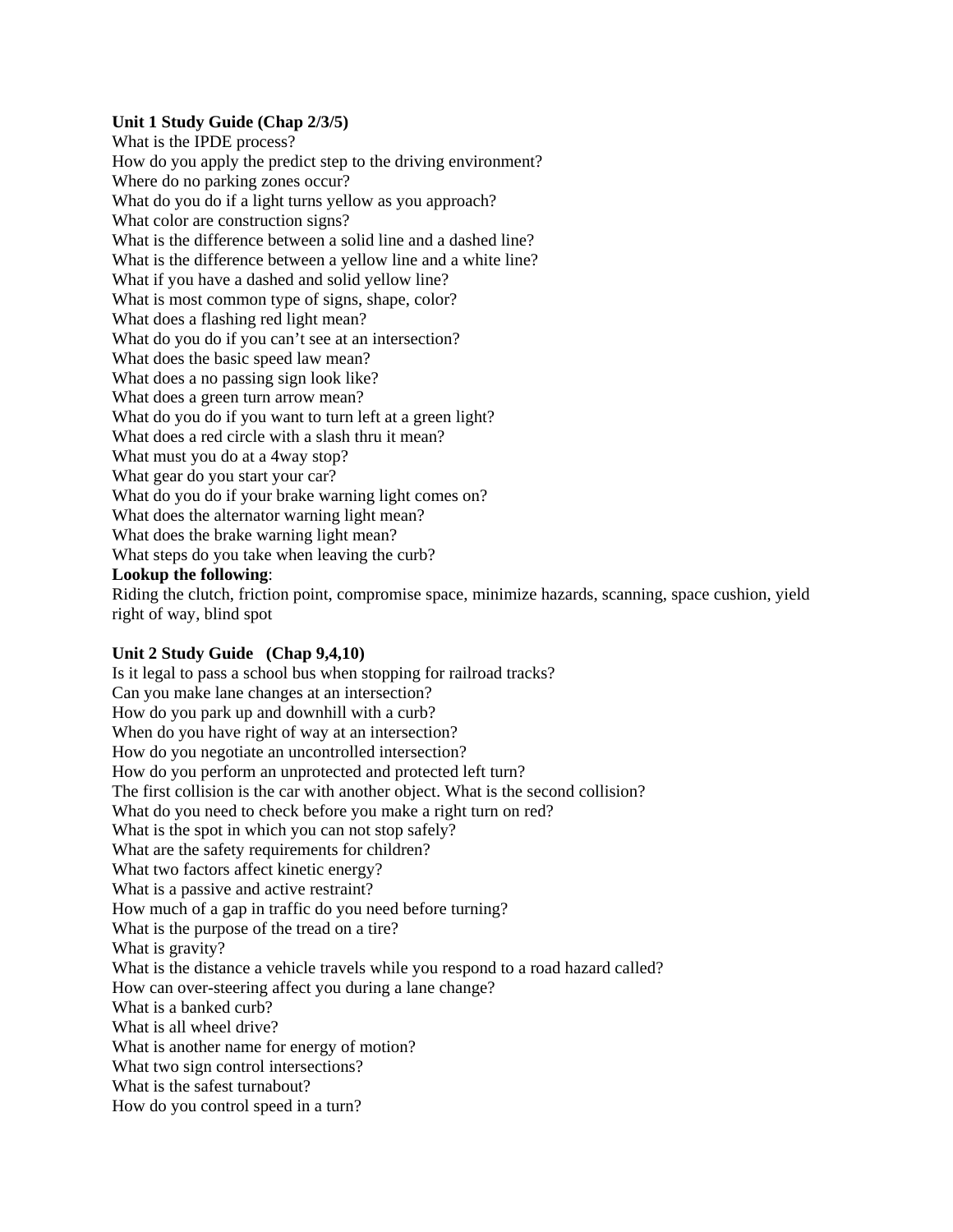**Unit 1 Study Guide (Chap 2/3/5)**

What is the IPDE process?
How do you apply the predict step to the driving environment?
Where do no parking zones occur?
What do you do if a light turns yellow as you approach?
What color are construction signs?
What is the difference between a solid line and a dashed line?
What is the difference between a yellow line and a white line?
What if you have a dashed and solid yellow line?
What is most common type of signs, shape, color?
What does a flashing red light mean?
What do you do if you can't see at an intersection?
What does the basic speed law mean?
What does a no passing sign look like?
What does a green turn arrow mean?
What do you do if you want to turn left at a green light?
What does a red circle with a slash thru it mean?
What must you do at a 4way stop?
What gear do you start your car?
What do you do if your brake warning light comes on?
What does the alternator warning light mean?
What does the brake warning light mean?
What steps do you take when leaving the curb?

**Lookup the following**:

Riding the clutch, friction point, compromise space, minimize hazards, scanning, space cushion, yield right of way, blind spot

**Unit 2 Study Guide (Chap 9,4,10)**

Is it legal to pass a school bus when stopping for railroad tracks?
Can you make lane changes at an intersection?
How do you park up and downhill with a curb?
When do you have right of way at an intersection?
How do you negotiate an uncontrolled intersection?
How do you perform an unprotected and protected left turn?
The first collision is the car with another object. What is the second collision?
What do you need to check before you make a right turn on red?
What is the spot in which you can not stop safely?
What are the safety requirements for children?
What two factors affect kinetic energy?
What is a passive and active restraint?
How much of a gap in traffic do you need before turning?
What is the purpose of the tread on a tire?
What is gravity?
What is the distance a vehicle travels while you respond to a road hazard called?
How can over-steering affect you during a lane change?
What is a banked curb?
What is all wheel drive?
What is another name for energy of motion?
What two sign control intersections?
What is the safest turnabout?
How do you control speed in a turn?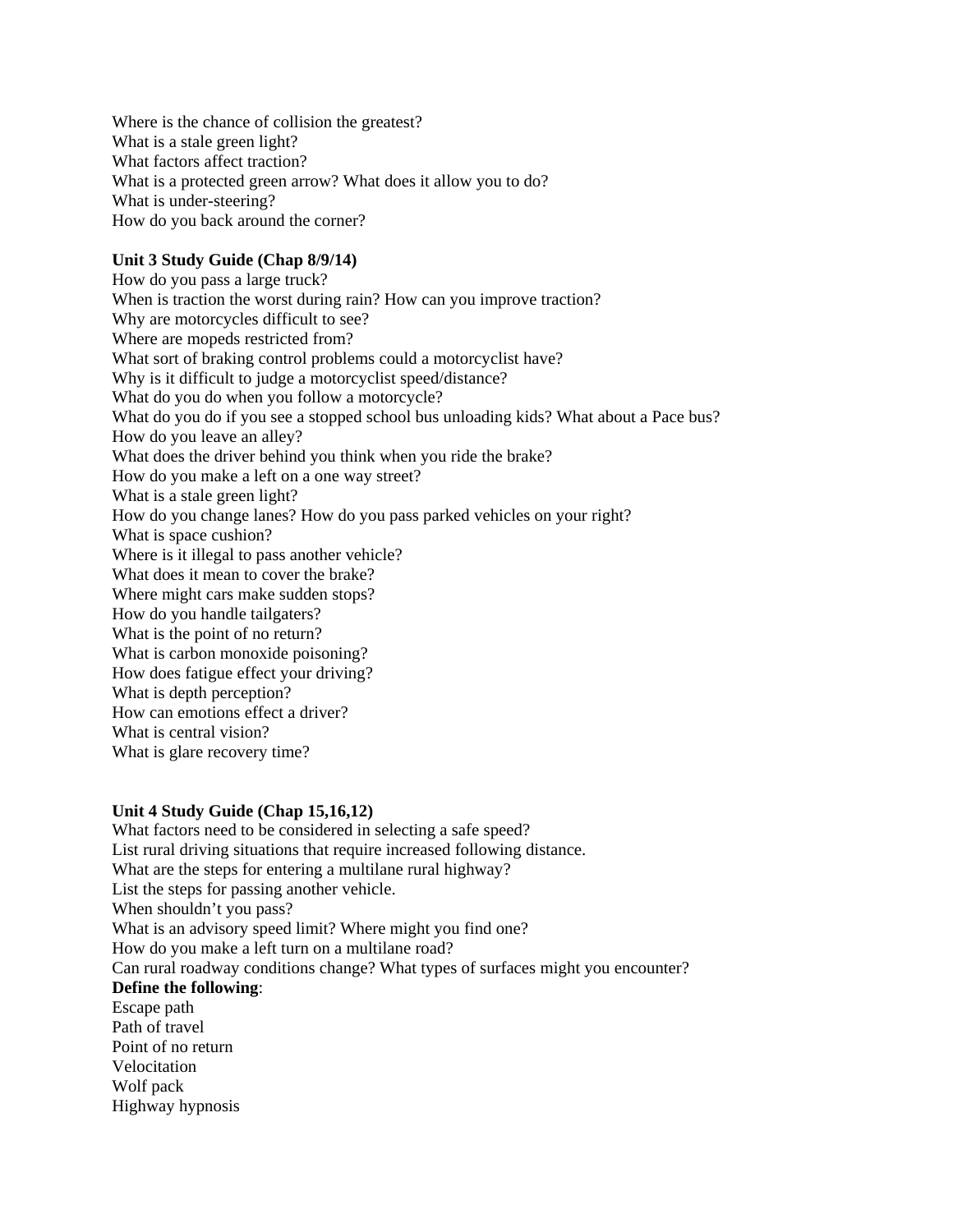Where is the chance of collision the greatest?
What is a stale green light?
What factors affect traction?
What is a protected green arrow? What does it allow you to do?
What is under-steering?
How do you back around the corner?

**Unit 3 Study Guide (Chap 8/9/14)**

How do you pass a large truck?
When is traction the worst during rain? How can you improve traction?
Why are motorcycles difficult to see?
Where are mopeds restricted from?
What sort of braking control problems could a motorcyclist have?
Why is it difficult to judge a motorcyclist speed/distance?
What do you do when you follow a motorcycle?
What do you do if you see a stopped school bus unloading kids? What about a Pace bus?
How do you leave an alley?
What does the driver behind you think when you ride the brake?
How do you make a left on a one way street?
What is a stale green light?
How do you change lanes? How do you pass parked vehicles on your right?
What is space cushion?
Where is it illegal to pass another vehicle?
What does it mean to cover the brake?
Where might cars make sudden stops?
How do you handle tailgaters?
What is the point of no return?
What is carbon monoxide poisoning?
How does fatigue effect your driving?
What is depth perception?
How can emotions effect a driver?
What is central vision?
What is glare recovery time?

**Unit 4 Study Guide (Chap 15,16,12)**

What factors need to be considered in selecting a safe speed?
List rural driving situations that require increased following distance.
What are the steps for entering a multilane rural highway?
List the steps for passing another vehicle.
When shouldn't you pass?
What is an advisory speed limit? Where might you find one?
How do you make a left turn on a multilane road?
Can rural roadway conditions change? What types of surfaces might you encounter?

**Define the following**:

Escape path
Path of travel
Point of no return
Velocitation
Wolf pack
Highway hypnosis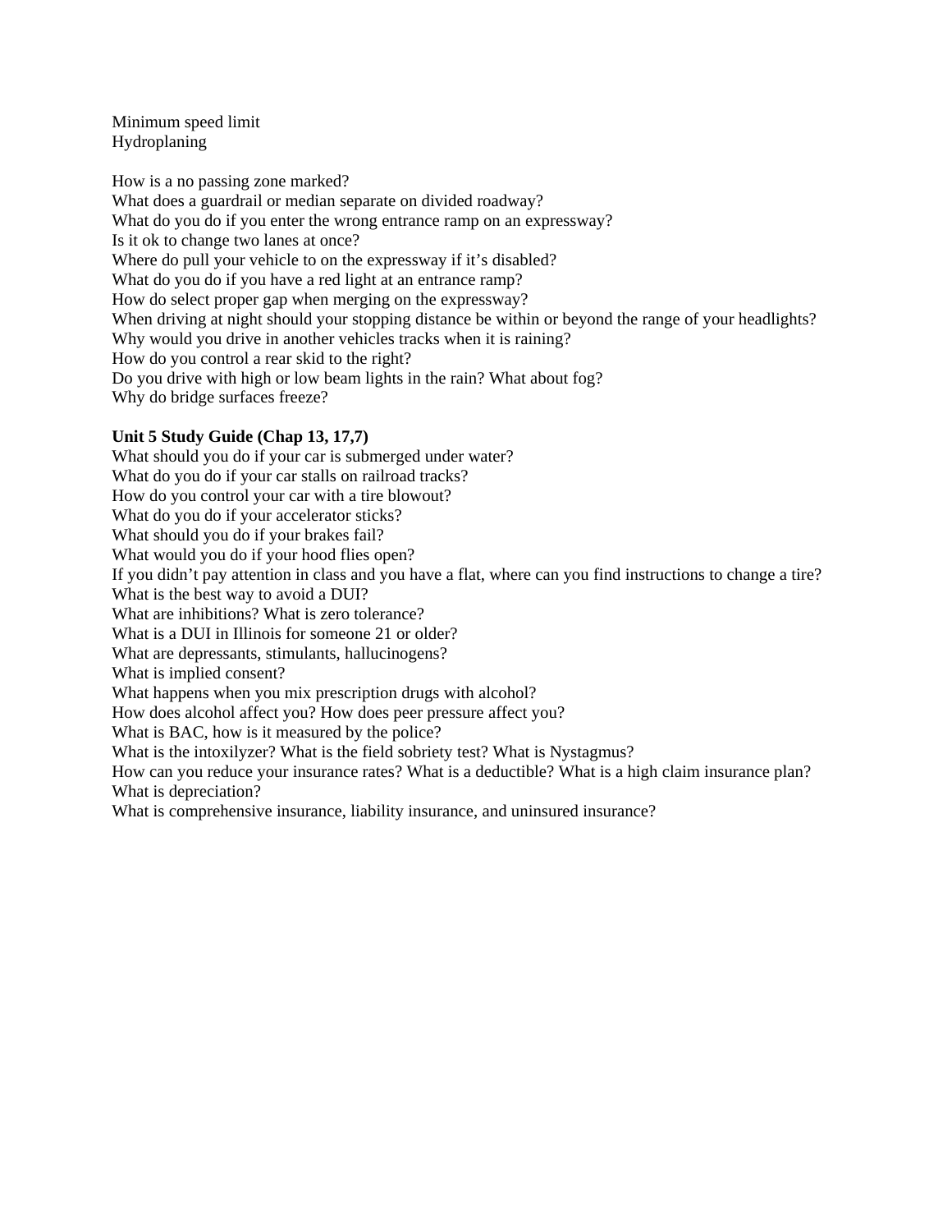Minimum speed limit
Hydroplaning

How is a no passing zone marked?
What does a guardrail or median separate on divided roadway?
What do you do if you enter the wrong entrance ramp on an expressway?
Is it ok to change two lanes at once?
Where do pull your vehicle to on the expressway if it's disabled?
What do you do if you have a red light at an entrance ramp?
How do select proper gap when merging on the expressway?
When driving at night should your stopping distance be within or beyond the range of your headlights?
Why would you drive in another vehicles tracks when it is raining?
How do you control a rear skid to the right?
Do you drive with high or low beam lights in the rain? What about fog?
Why do bridge surfaces freeze?

**Unit 5 Study Guide (Chap 13, 17,7)**
What should you do if your car is submerged under water?
What do you do if your car stalls on railroad tracks?
How do you control your car with a tire blowout?
What do you do if your accelerator sticks?
What should you do if your brakes fail?
What would you do if your hood flies open?
If you didn't pay attention in class and you have a flat, where can you find instructions to change a tire?
What is the best way to avoid a DUI?
What are inhibitions? What is zero tolerance?
What is a DUI in Illinois for someone 21 or older?
What are depressants, stimulants, hallucinogens?
What is implied consent?
What happens when you mix prescription drugs with alcohol?
How does alcohol affect you? How does peer pressure affect you?
What is BAC, how is it measured by the police?
What is the intoxilyzer? What is the field sobriety test? What is Nystagmus?
How can you reduce your insurance rates? What is a deductible? What is a high claim insurance plan?
What is depreciation?
What is comprehensive insurance, liability insurance, and uninsured insurance?